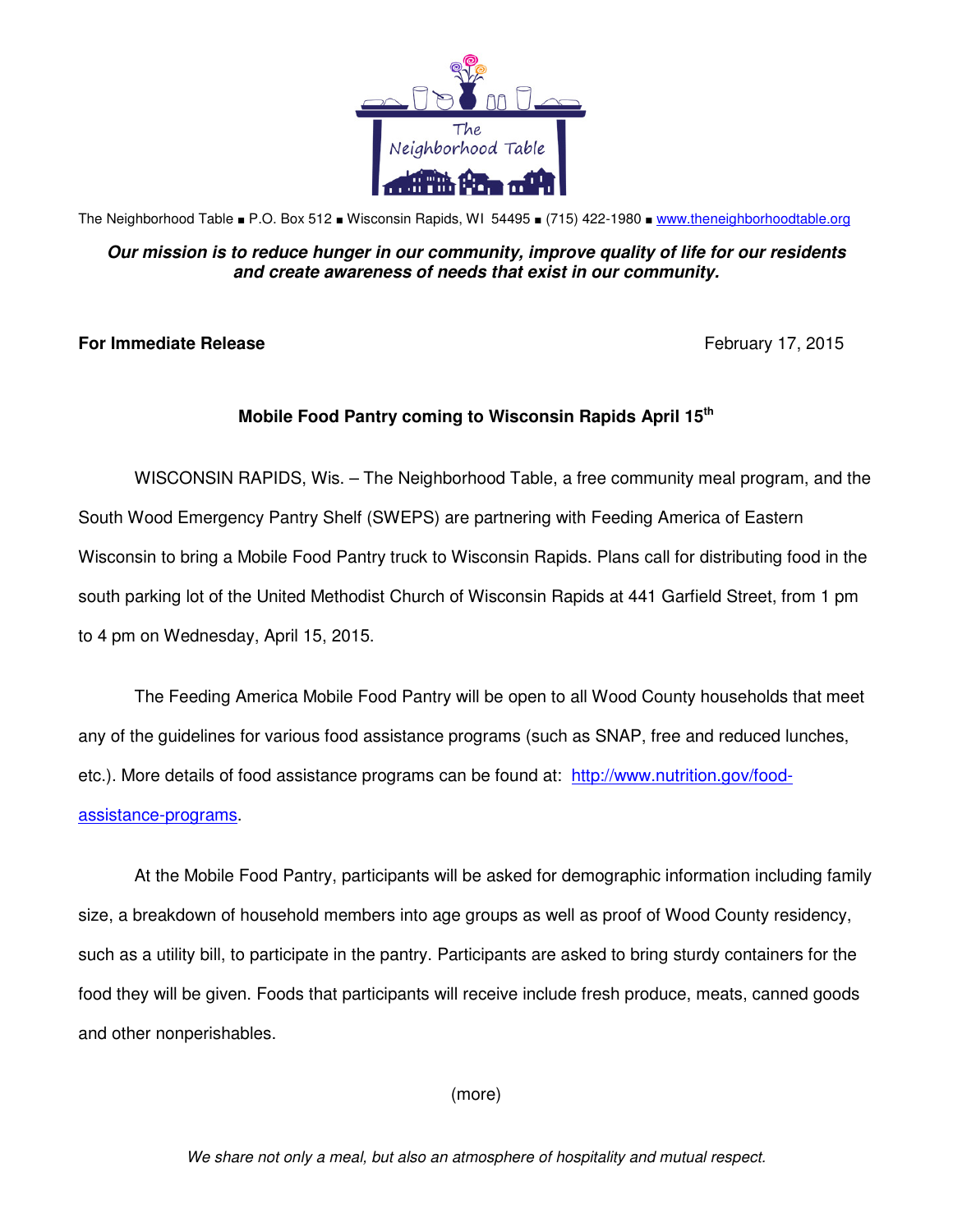The Neighborhood Table

The Neighborhood Table ■ P.O. Box 512 ■ Wisconsin Rapids, WI 54495 ■ (715) 422-1980 ■ www.theneighborhoodtable.org

***Our mission is to reduce hunger in our community, improve quality of life for our residents and create awareness of needs that exist in our community.***

**For Immediate Release** February 17, 2015

**Mobile Food Pantry coming to Wisconsin Rapids April 15th**

WISCONSIN RAPIDS, Wis. – The Neighborhood Table, a free community meal program, and the South Wood Emergency Pantry Shelf (SWEPS) are partnering with Feeding America of Eastern Wisconsin to bring a Mobile Food Pantry truck to Wisconsin Rapids. Plans call for distributing food in the south parking lot of the United Methodist Church of Wisconsin Rapids at 441 Garfield Street, from 1 pm to 4 pm on Wednesday, April 15, 2015.

The Feeding America Mobile Food Pantry will be open to all Wood County households that meet any of the guidelines for various food assistance programs (such as SNAP, free and reduced lunches, etc.). More details of food assistance programs can be found at: http://www.nutrition.gov/food-assistance-programs.

At the Mobile Food Pantry, participants will be asked for demographic information including family size, a breakdown of household members into age groups as well as proof of Wood County residency, such as a utility bill, to participate in the pantry. Participants are asked to bring sturdy containers for the food they will be given. Foods that participants will receive include fresh produce, meats, canned goods and other nonperishables.

(more)

*We share not only a meal, but also an atmosphere of hospitality and mutual respect.*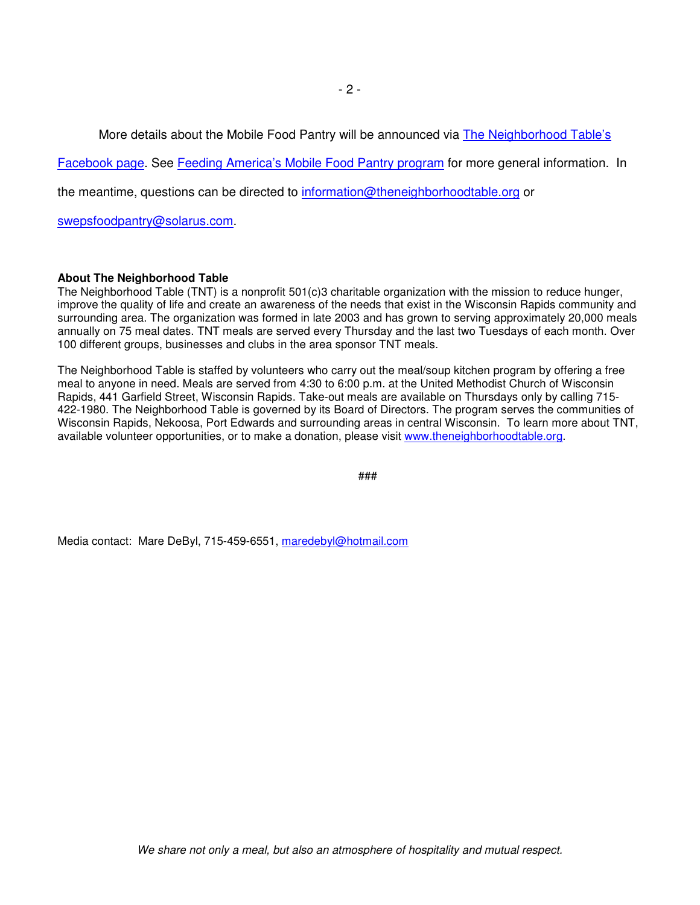More details about the Mobile Food Pantry will be announced via The Neighborhood Table's Facebook page. See Feeding America's Mobile Food Pantry program for more general information. In the meantime, questions can be directed to information@theneighborhoodtable.org or swepsfoodpantry@solarus.com.

**About The Neighborhood Table**

The Neighborhood Table (TNT) is a nonprofit 501(c)3 charitable organization with the mission to reduce hunger, improve the quality of life and create an awareness of the needs that exist in the Wisconsin Rapids community and surrounding area. The organization was formed in late 2003 and has grown to serving approximately 20,000 meals annually on 75 meal dates. TNT meals are served every Thursday and the last two Tuesdays of each month. Over 100 different groups, businesses and clubs in the area sponsor TNT meals.

The Neighborhood Table is staffed by volunteers who carry out the meal/soup kitchen program by offering a free meal to anyone in need. Meals are served from 4:30 to 6:00 p.m. at the United Methodist Church of Wisconsin Rapids, 441 Garfield Street, Wisconsin Rapids. Take-out meals are available on Thursdays only by calling 715-422-1980. The Neighborhood Table is governed by its Board of Directors. The program serves the communities of Wisconsin Rapids, Nekoosa, Port Edwards and surrounding areas in central Wisconsin. To learn more about TNT, available volunteer opportunities, or to make a donation, please visit www.theneighborhoodtable.org.

###

Media contact: Mare DeByl, 715-459-6551, maredebyl@hotmail.com

*We share not only a meal, but also an atmosphere of hospitality and mutual respect.*